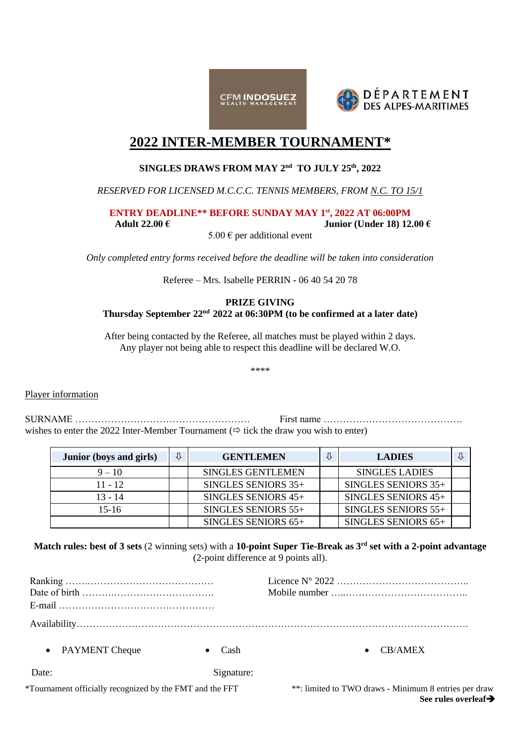CFM INDOSUEZ WEALTH MANAGEMENT

DÉPARTEMENT DES ALPES-MARITIMES

# 2022 INTER-MEMBER TOURNAMENT*

**SINGLES DRAWS FROM MAY 2nd TO JULY 25th, 2022**

*RESERVED FOR LICENSED M.C.C.C. TENNIS MEMBERS, FROM N.C. TO 15/1*

**ENTRY DEADLINE** BEFORE SUNDAY MAY 1st, 2022 AT 06:00PM**

**Adult 22.00 €** **Junior (Under 18) 12.00 €**

5.00 € per additional event

*Only completed entry forms received before the deadline will be taken into consideration*

Referee – Mrs. Isabelle PERRIN - 06 40 54 20 78

**PRIZE GIVING**
**Thursday September 22nd 2022 at 06:30PM (to be confirmed at a later date)**

After being contacted by the Referee, all matches must be played within 2 days.
Any player not being able to respect this deadline will be declared W.O.

****

Player information

SURNAME ……………………………………………… First name ………………………………………
wishes to enter the 2022 Inter-Member Tournament (⇨ tick the draw you wish to enter)

| Junior (boys and girls) | ⇩ | GENTLEMEN | ⇩ | LADIES | ⇩ |
|---|---|---|---|---|---|
| 9 – 10 | | SINGLES GENTLEMEN | | SINGLES LADIES | |
| 11 - 12 | | SINGLES SENIORS 35+ | | SINGLES SENIORS 35+ | |
| 13 - 14 | | SINGLES SENIORS 45+ | | SINGLES SENIORS 45+ | |
| 15-16 | | SINGLES SENIORS 55+ | | SINGLES SENIORS 55+ | |
| | | SINGLES SENIORS 65+ | | SINGLES SENIORS 65+ | |

**Match rules: best of 3 sets** (2 winning sets) with a **10-point Super Tie-Break as 3rd set with a 2-point advantage** (2-point difference at 9 points all).

Ranking ……………………………………… Licence N° 2022 …………………………………..
Date of birth …………………………………. Mobile number …..………………………………..
E-mail …………………………………………

Availability……………………………………………………………………………………………………….

- PAYMENT Cheque
- Cash
- CB/AMEX

Date: Signature:

*Tournament officially recognized by the FMT and the FFT

**: limited to TWO draws - Minimum 8 entries per draw

**See rules overleaf➔**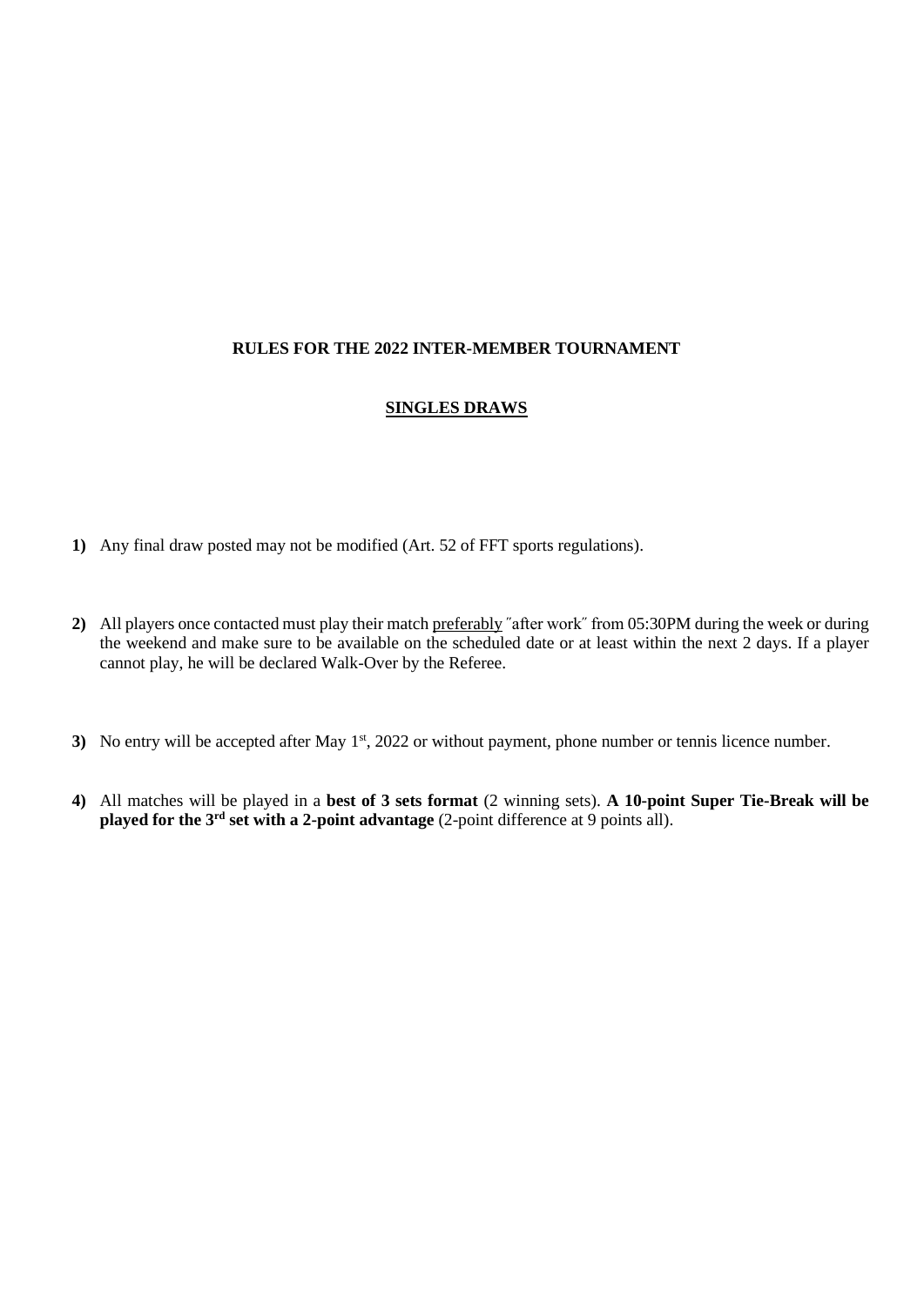**RULES FOR THE 2022 INTER-MEMBER TOURNAMENT**

**SINGLES DRAWS**

**1)** Any final draw posted may not be modified (Art. 52 of FFT sports regulations).

**2)** All players once contacted must play their match preferably ″after work″ from 05:30PM during the week or during the weekend and make sure to be available on the scheduled date or at least within the next 2 days. If a player cannot play, he will be declared Walk-Over by the Referee.

**3)** No entry will be accepted after May 1st, 2022 or without payment, phone number or tennis licence number.

**4)** All matches will be played in a **best of 3 sets format** (2 winning sets). **A 10-point Super Tie-Break will be played for the 3rd set with a 2-point advantage** (2-point difference at 9 points all).